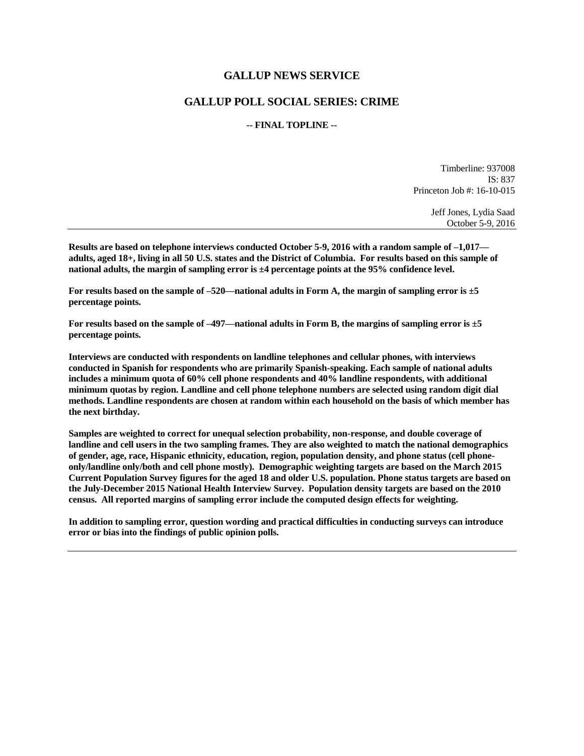# GALLUP NEWS SERVICE

## GALLUP POLL SOCIAL SERIES: CRIME

### -- FINAL TOPLINE --

Timberline: 937008
IS: 837
Princeton Job #: 16-10-015

Jeff Jones, Lydia Saad
October 5-9, 2016

---

**Results are based on telephone interviews conducted October 5-9, 2016 with a random sample of –1,017—adults, aged 18+, living in all 50 U.S. states and the District of Columbia. For results based on this sample of national adults, the margin of sampling error is ±4 percentage points at the 95% confidence level.**

**For results based on the sample of –520—national adults in Form A, the margin of sampling error is ±5 percentage points.**

**For results based on the sample of –497—national adults in Form B, the margins of sampling error is ±5 percentage points.**

**Interviews are conducted with respondents on landline telephones and cellular phones, with interviews conducted in Spanish for respondents who are primarily Spanish-speaking. Each sample of national adults includes a minimum quota of 60% cell phone respondents and 40% landline respondents, with additional minimum quotas by region. Landline and cell phone telephone numbers are selected using random digit dial methods. Landline respondents are chosen at random within each household on the basis of which member has the next birthday.**

**Samples are weighted to correct for unequal selection probability, non-response, and double coverage of landline and cell users in the two sampling frames. They are also weighted to match the national demographics of gender, age, race, Hispanic ethnicity, education, region, population density, and phone status (cell phone-only/landline only/both and cell phone mostly). Demographic weighting targets are based on the March 2015 Current Population Survey figures for the aged 18 and older U.S. population. Phone status targets are based on the July-December 2015 National Health Interview Survey. Population density targets are based on the 2010 census. All reported margins of sampling error include the computed design effects for weighting.**

**In addition to sampling error, question wording and practical difficulties in conducting surveys can introduce error or bias into the findings of public opinion polls.**

---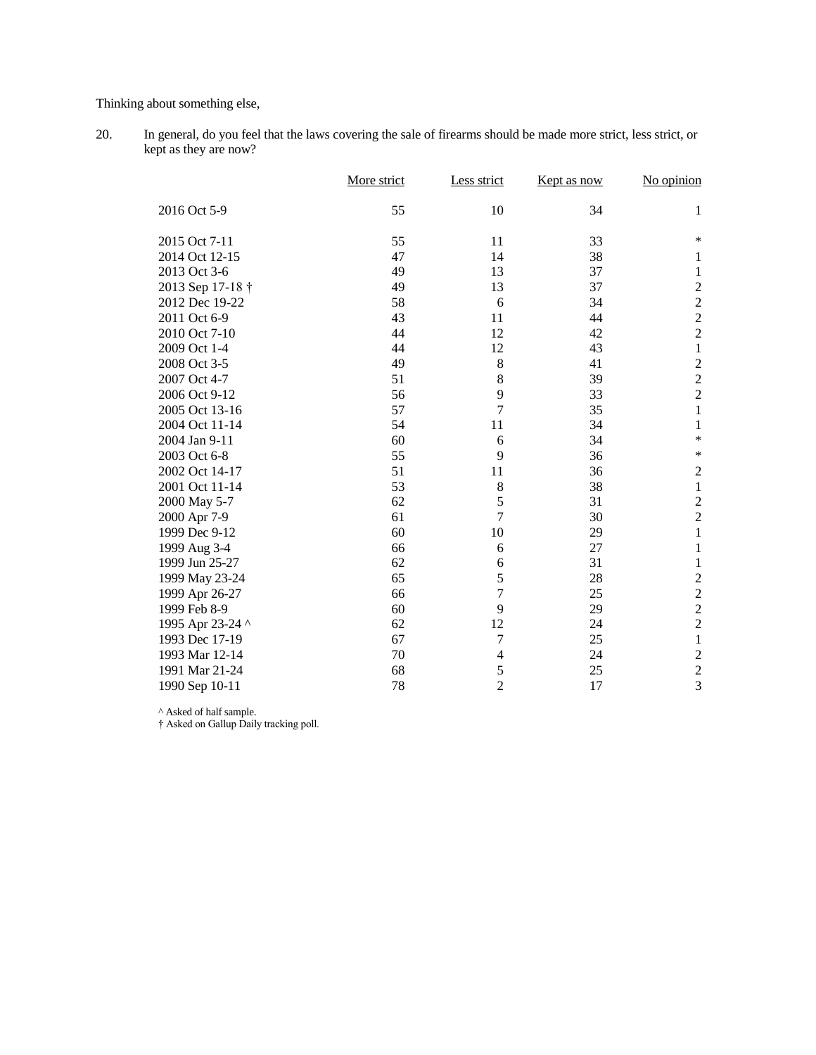Thinking about something else,

20. In general, do you feel that the laws covering the sale of firearms should be made more strict, less strict, or kept as they are now?

| | More strict | Less strict | Kept as now | No opinion |
|---|---|---|---|---|
| 2016 Oct 5-9 | 55 | 10 | 34 | 1 |
| 2015 Oct 7-11 | 55 | 11 | 33 | * |
| 2014 Oct 12-15 | 47 | 14 | 38 | 1 |
| 2013 Oct 3-6 | 49 | 13 | 37 | 1 |
| 2013 Sep 17-18 † | 49 | 13 | 37 | 2 |
| 2012 Dec 19-22 | 58 | 6 | 34 | 2 |
| 2011 Oct 6-9 | 43 | 11 | 44 | 2 |
| 2010 Oct 7-10 | 44 | 12 | 42 | 2 |
| 2009 Oct 1-4 | 44 | 12 | 43 | 1 |
| 2008 Oct 3-5 | 49 | 8 | 41 | 2 |
| 2007 Oct 4-7 | 51 | 8 | 39 | 2 |
| 2006 Oct 9-12 | 56 | 9 | 33 | 2 |
| 2005 Oct 13-16 | 57 | 7 | 35 | 1 |
| 2004 Oct 11-14 | 54 | 11 | 34 | 1 |
| 2004 Jan 9-11 | 60 | 6 | 34 | * |
| 2003 Oct 6-8 | 55 | 9 | 36 | * |
| 2002 Oct 14-17 | 51 | 11 | 36 | 2 |
| 2001 Oct 11-14 | 53 | 8 | 38 | 1 |
| 2000 May 5-7 | 62 | 5 | 31 | 2 |
| 2000 Apr 7-9 | 61 | 7 | 30 | 2 |
| 1999 Dec 9-12 | 60 | 10 | 29 | 1 |
| 1999 Aug 3-4 | 66 | 6 | 27 | 1 |
| 1999 Jun 25-27 | 62 | 6 | 31 | 1 |
| 1999 May 23-24 | 65 | 5 | 28 | 2 |
| 1999 Apr 26-27 | 66 | 7 | 25 | 2 |
| 1999 Feb 8-9 | 60 | 9 | 29 | 2 |
| 1995 Apr 23-24 ^ | 62 | 12 | 24 | 2 |
| 1993 Dec 17-19 | 67 | 7 | 25 | 1 |
| 1993 Mar 12-14 | 70 | 4 | 24 | 2 |
| 1991 Mar 21-24 | 68 | 5 | 25 | 2 |
| 1990 Sep 10-11 | 78 | 2 | 17 | 3 |

^ Asked of half sample.
† Asked on Gallup Daily tracking poll.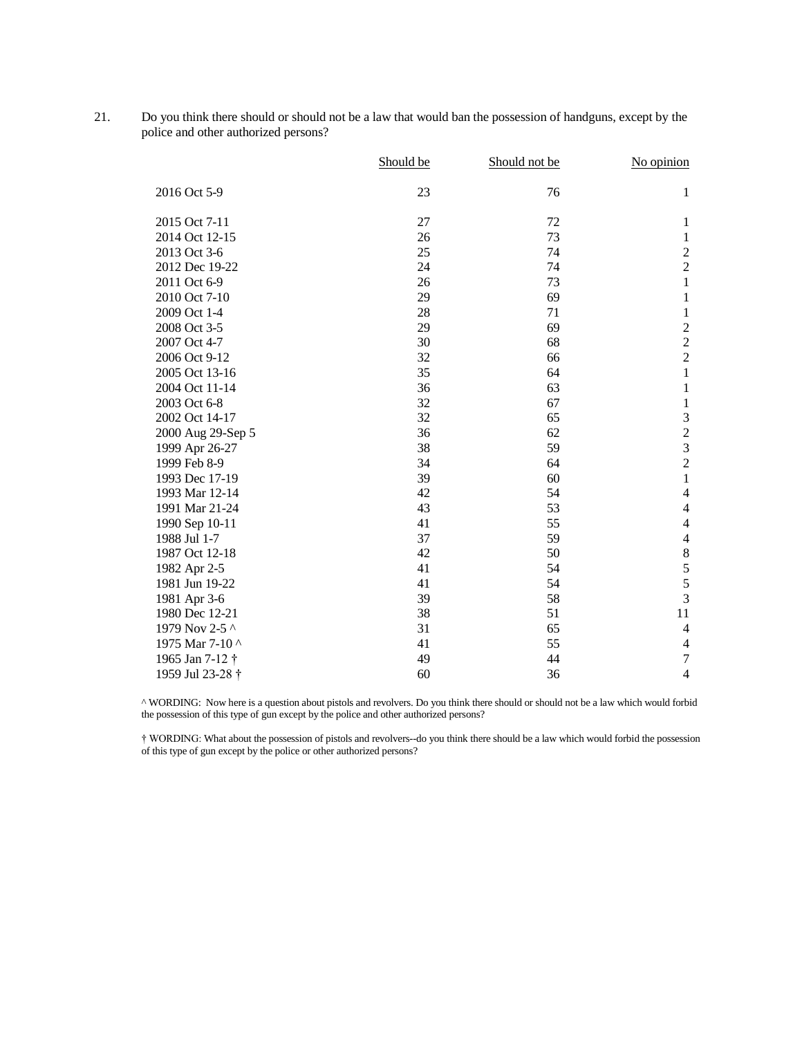21. Do you think there should or should not be a law that would ban the possession of handguns, except by the police and other authorized persons?

| | Should be | Should not be | No opinion |
|---|---|---|---|
| 2016 Oct 5-9 | 23 | 76 | 1 |
| 2015 Oct 7-11 | 27 | 72 | 1 |
| 2014 Oct 12-15 | 26 | 73 | 1 |
| 2013 Oct 3-6 | 25 | 74 | 2 |
| 2012 Dec 19-22 | 24 | 74 | 2 |
| 2011 Oct 6-9 | 26 | 73 | 1 |
| 2010 Oct 7-10 | 29 | 69 | 1 |
| 2009 Oct 1-4 | 28 | 71 | 1 |
| 2008 Oct 3-5 | 29 | 69 | 2 |
| 2007 Oct 4-7 | 30 | 68 | 2 |
| 2006 Oct 9-12 | 32 | 66 | 2 |
| 2005 Oct 13-16 | 35 | 64 | 1 |
| 2004 Oct 11-14 | 36 | 63 | 1 |
| 2003 Oct 6-8 | 32 | 67 | 1 |
| 2002 Oct 14-17 | 32 | 65 | 3 |
| 2000 Aug 29-Sep 5 | 36 | 62 | 2 |
| 1999 Apr 26-27 | 38 | 59 | 3 |
| 1999 Feb 8-9 | 34 | 64 | 2 |
| 1993 Dec 17-19 | 39 | 60 | 1 |
| 1993 Mar 12-14 | 42 | 54 | 4 |
| 1991 Mar 21-24 | 43 | 53 | 4 |
| 1990 Sep 10-11 | 41 | 55 | 4 |
| 1988 Jul 1-7 | 37 | 59 | 4 |
| 1987 Oct 12-18 | 42 | 50 | 8 |
| 1982 Apr 2-5 | 41 | 54 | 5 |
| 1981 Jun 19-22 | 41 | 54 | 5 |
| 1981 Apr 3-6 | 39 | 58 | 3 |
| 1980 Dec 12-21 | 38 | 51 | 11 |
| 1979 Nov 2-5 ^ | 31 | 65 | 4 |
| 1975 Mar 7-10 ^ | 41 | 55 | 4 |
| 1965 Jan 7-12 † | 49 | 44 | 7 |
| 1959 Jul 23-28 † | 60 | 36 | 4 |

^ WORDING: Now here is a question about pistols and revolvers. Do you think there should or should not be a law which would forbid the possession of this type of gun except by the police and other authorized persons?

† WORDING: What about the possession of pistols and revolvers--do you think there should be a law which would forbid the possession of this type of gun except by the police or other authorized persons?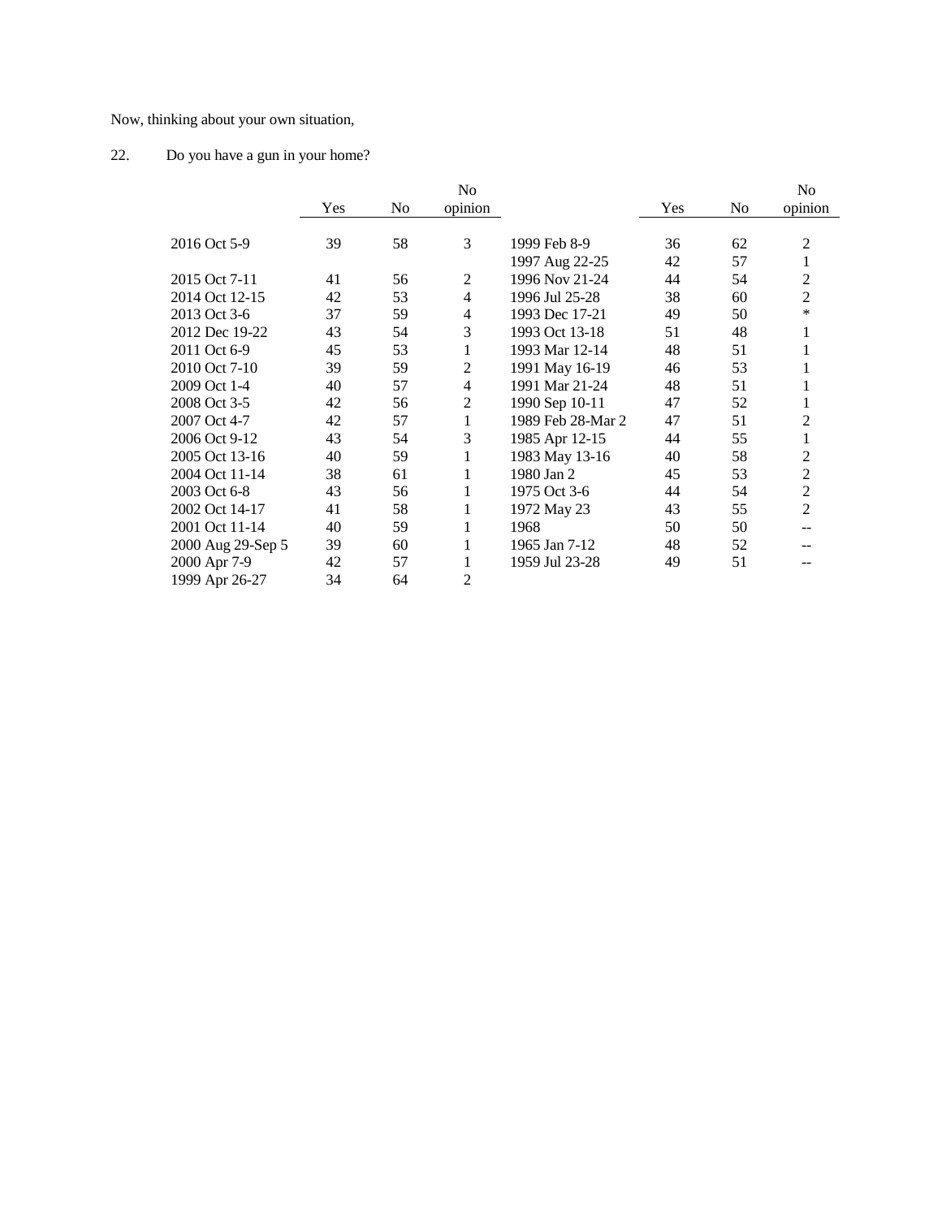Now, thinking about your own situation,

22. Do you have a gun in your home?

| | Yes | No | No opinion | | Yes | No | No opinion |
|---|---|---|---|---|---|---|---|
| 2016 Oct 5-9 | 39 | 58 | 3 | 1999 Feb 8-9 | 36 | 62 | 2 |
| | | | | 1997 Aug 22-25 | 42 | 57 | 1 |
| 2015 Oct 7-11 | 41 | 56 | 2 | 1996 Nov 21-24 | 44 | 54 | 2 |
| 2014 Oct 12-15 | 42 | 53 | 4 | 1996 Jul 25-28 | 38 | 60 | 2 |
| 2013 Oct 3-6 | 37 | 59 | 4 | 1993 Dec 17-21 | 49 | 50 | * |
| 2012 Dec 19-22 | 43 | 54 | 3 | 1993 Oct 13-18 | 51 | 48 | 1 |
| 2011 Oct 6-9 | 45 | 53 | 1 | 1993 Mar 12-14 | 48 | 51 | 1 |
| 2010 Oct 7-10 | 39 | 59 | 2 | 1991 May 16-19 | 46 | 53 | 1 |
| 2009 Oct 1-4 | 40 | 57 | 4 | 1991 Mar 21-24 | 48 | 51 | 1 |
| 2008 Oct 3-5 | 42 | 56 | 2 | 1990 Sep 10-11 | 47 | 52 | 1 |
| 2007 Oct 4-7 | 42 | 57 | 1 | 1989 Feb 28-Mar 2 | 47 | 51 | 2 |
| 2006 Oct 9-12 | 43 | 54 | 3 | 1985 Apr 12-15 | 44 | 55 | 1 |
| 2005 Oct 13-16 | 40 | 59 | 1 | 1983 May 13-16 | 40 | 58 | 2 |
| 2004 Oct 11-14 | 38 | 61 | 1 | 1980 Jan 2 | 45 | 53 | 2 |
| 2003 Oct 6-8 | 43 | 56 | 1 | 1975 Oct 3-6 | 44 | 54 | 2 |
| 2002 Oct 14-17 | 41 | 58 | 1 | 1972 May 23 | 43 | 55 | 2 |
| 2001 Oct 11-14 | 40 | 59 | 1 | 1968 | 50 | 50 | -- |
| 2000 Aug 29-Sep 5 | 39 | 60 | 1 | 1965 Jan 7-12 | 48 | 52 | -- |
| 2000 Apr 7-9 | 42 | 57 | 1 | 1959 Jul 23-28 | 49 | 51 | -- |
| 1999 Apr 26-27 | 34 | 64 | 2 | | | | |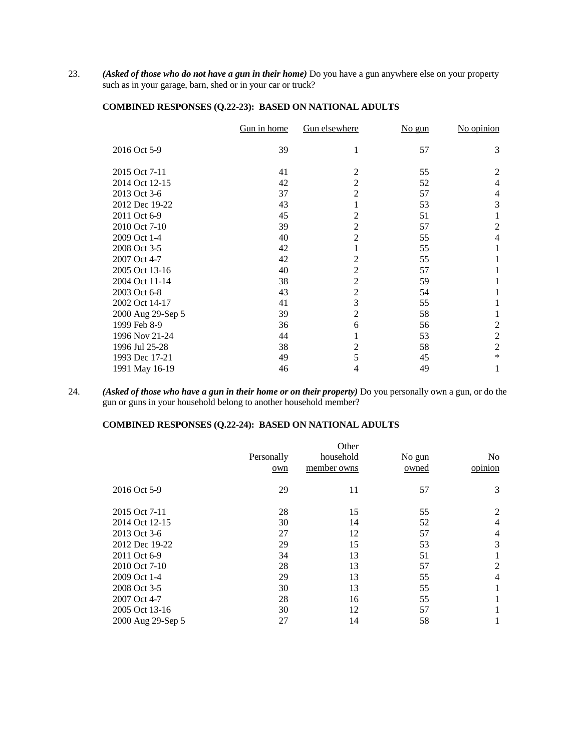23. ***(Asked of those who do not have a gun in their home)*** Do you have a gun anywhere else on your property such as in your garage, barn, shed or in your car or truck?

**COMBINED RESPONSES (Q.22-23): BASED ON NATIONAL ADULTS**

| | Gun in home | Gun elsewhere | No gun | No opinion |
|---|---|---|---|---|
| 2016 Oct 5-9 | 39 | 1 | 57 | 3 |
| 2015 Oct 7-11 | 41 | 2 | 55 | 2 |
| 2014 Oct 12-15 | 42 | 2 | 52 | 4 |
| 2013 Oct 3-6 | 37 | 2 | 57 | 4 |
| 2012 Dec 19-22 | 43 | 1 | 53 | 3 |
| 2011 Oct 6-9 | 45 | 2 | 51 | 1 |
| 2010 Oct 7-10 | 39 | 2 | 57 | 2 |
| 2009 Oct 1-4 | 40 | 2 | 55 | 4 |
| 2008 Oct 3-5 | 42 | 1 | 55 | 1 |
| 2007 Oct 4-7 | 42 | 2 | 55 | 1 |
| 2005 Oct 13-16 | 40 | 2 | 57 | 1 |
| 2004 Oct 11-14 | 38 | 2 | 59 | 1 |
| 2003 Oct 6-8 | 43 | 2 | 54 | 1 |
| 2002 Oct 14-17 | 41 | 3 | 55 | 1 |
| 2000 Aug 29-Sep 5 | 39 | 2 | 58 | 1 |
| 1999 Feb 8-9 | 36 | 6 | 56 | 2 |
| 1996 Nov 21-24 | 44 | 1 | 53 | 2 |
| 1996 Jul 25-28 | 38 | 2 | 58 | 2 |
| 1993 Dec 17-21 | 49 | 5 | 45 | * |
| 1991 May 16-19 | 46 | 4 | 49 | 1 |

24. ***(Asked of those who have a gun in their home or on their property)*** Do you personally own a gun, or do the gun or guns in your household belong to another household member?

**COMBINED RESPONSES (Q.22-24): BASED ON NATIONAL ADULTS**

| | Personally own | Other household member owns | No gun owned | No opinion |
|---|---|---|---|---|
| 2016 Oct 5-9 | 29 | 11 | 57 | 3 |
| 2015 Oct 7-11 | 28 | 15 | 55 | 2 |
| 2014 Oct 12-15 | 30 | 14 | 52 | 4 |
| 2013 Oct 3-6 | 27 | 12 | 57 | 4 |
| 2012 Dec 19-22 | 29 | 15 | 53 | 3 |
| 2011 Oct 6-9 | 34 | 13 | 51 | 1 |
| 2010 Oct 7-10 | 28 | 13 | 57 | 2 |
| 2009 Oct 1-4 | 29 | 13 | 55 | 4 |
| 2008 Oct 3-5 | 30 | 13 | 55 | 1 |
| 2007 Oct 4-7 | 28 | 16 | 55 | 1 |
| 2005 Oct 13-16 | 30 | 12 | 57 | 1 |
| 2000 Aug 29-Sep 5 | 27 | 14 | 58 | 1 |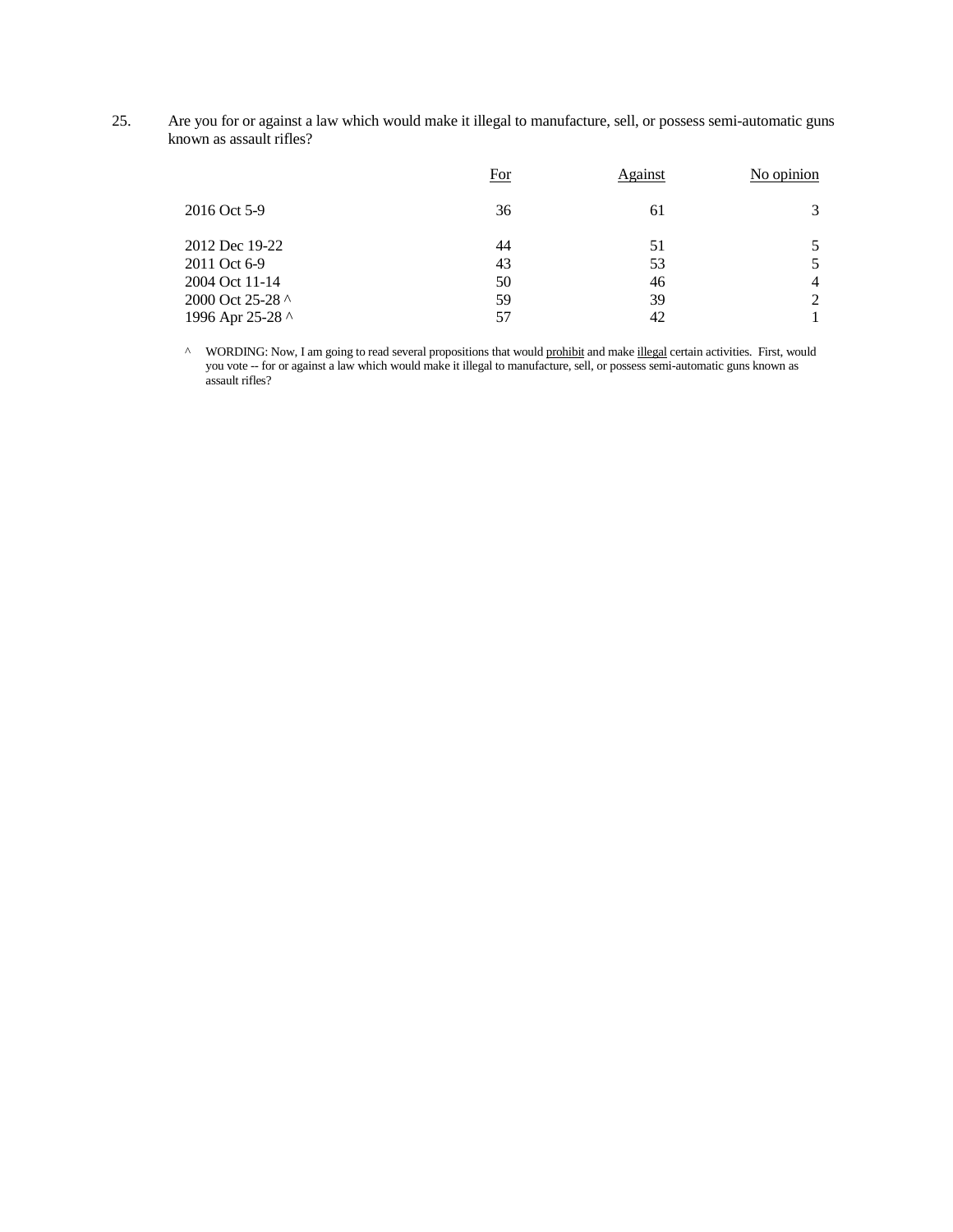25. Are you for or against a law which would make it illegal to manufacture, sell, or possess semi-automatic guns known as assault rifles?

| | For | Against | No opinion |
|---|---|---|---|
| 2016 Oct 5-9 | 36 | 61 | 3 |
| 2012 Dec 19-22 | 44 | 51 | 5 |
| 2011 Oct 6-9 | 43 | 53 | 5 |
| 2004 Oct 11-14 | 50 | 46 | 4 |
| 2000 Oct 25-28 ^ | 59 | 39 | 2 |
| 1996 Apr 25-28 ^ | 57 | 42 | 1 |

^ WORDING: Now, I am going to read several propositions that would prohibit and make illegal certain activities. First, would you vote -- for or against a law which would make it illegal to manufacture, sell, or possess semi-automatic guns known as assault rifles?